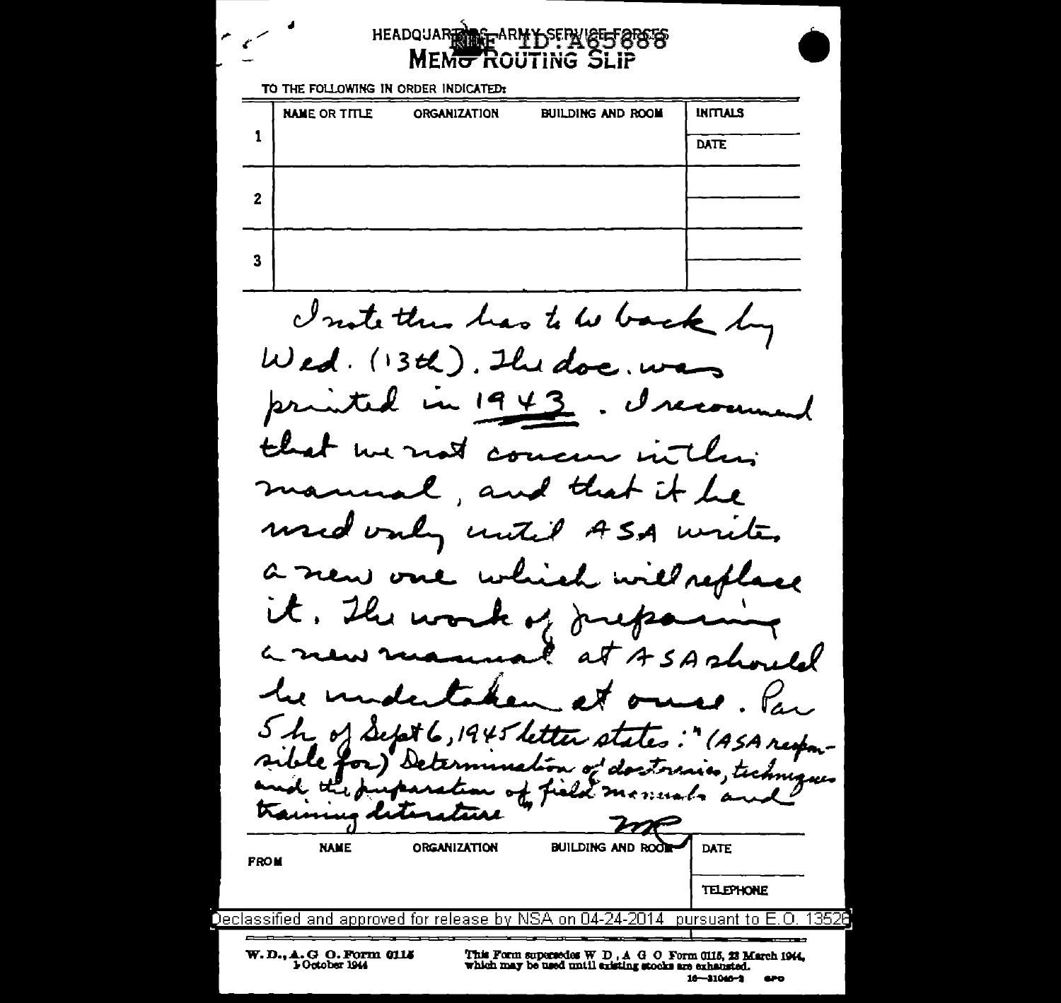REF ID:A65688

# HEADQUARTERS—ARMY SERVICE FORCES
## MEMO ROUTING SLIP

TO THE FOLLOWING IN ORDER INDICATED:

| | NAME OR TITLE | ORGANIZATION | BUILDING AND ROOM | INITIALS / DATE |
|---|---|---|---|---|
| 1 | | | | |
| 2 | | | | |
| 3 | | | | |

I note this has to be back by Wed. (13th). The doc. was printed in 1943. I recommend that we not concur in this manual, and that it be used only until ASA writes a new one which will replace it. The work of preparing a new manual at ASA should be undertaken at once. Par 5 h of Sept 6, 1945 letter states: "(ASA responsible for) Determination of doctrines, techniques and the preparation of field manuals and training literature"

MR

| | NAME | ORGANIZATION | BUILDING AND ROOM | DATE |
|---|---|---|---|---|
| FROM | | | | TELEPHONE |

Declassified and approved for release by NSA on 04-24-2014 pursuant to E.O. 13526

W. D., A. G. O. Form 0115
1 October 1944

This Form supersedes W. D., A. G. O. Form 0115, 23 March 1944, which may be used until existing stocks are exhausted.

16—31040-2 GPO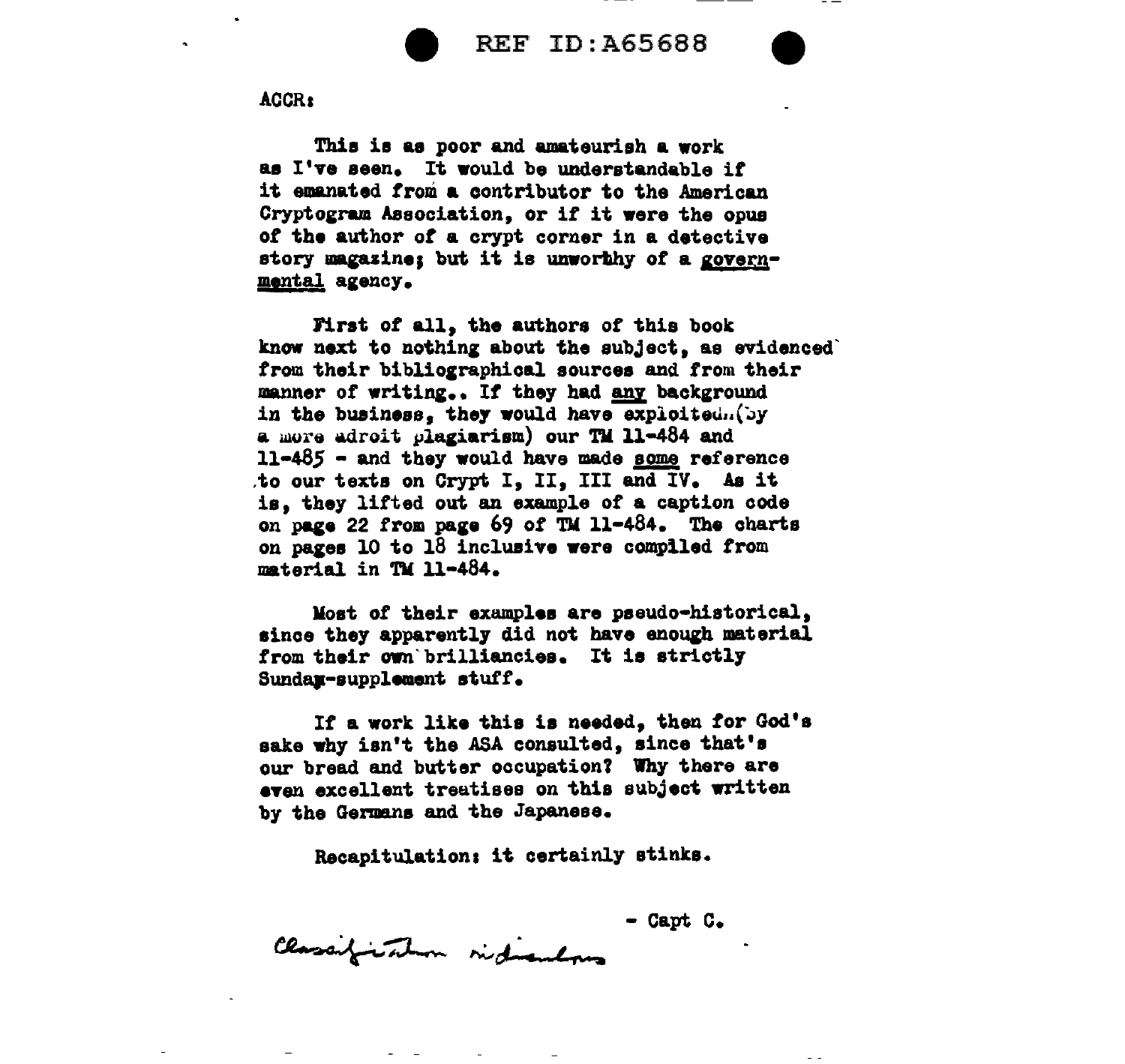ACCR:

This is as poor and amateurish a work as I've seen. It would be understandable if it emanated from a contributor to the American Cryptogram Association, or if it were the opus of the author of a crypt corner in a detective story magazine; but it is unworthy of a governmental agency.

First of all, the authors of this book know next to nothing about the subject, as evidenced from their bibliographical sources and from their manner of writing.. If they had any background in the business, they would have exploited (by a more adroit plagiarism) our TM 11-484 and 11-485 - and they would have made some reference to our texts on Crypt I, II, III and IV. As it is, they lifted out an example of a caption code on page 22 from page 69 of TM 11-484. The charts on pages 10 to 18 inclusive were compiled from material in TM 11-484.

Most of their examples are pseudo-historical, since they apparently did not have enough material from their own brilliancies. It is strictly Sunday-supplement stuff.

If a work like this is needed, then for God's sake why isn't the ASA consulted, since that's our bread and butter occupation? Why there are even excellent treatises on this subject written by the Germans and the Japanese.

Recapitulation: it certainly stinks.

- Capt C.

Classification ridiculous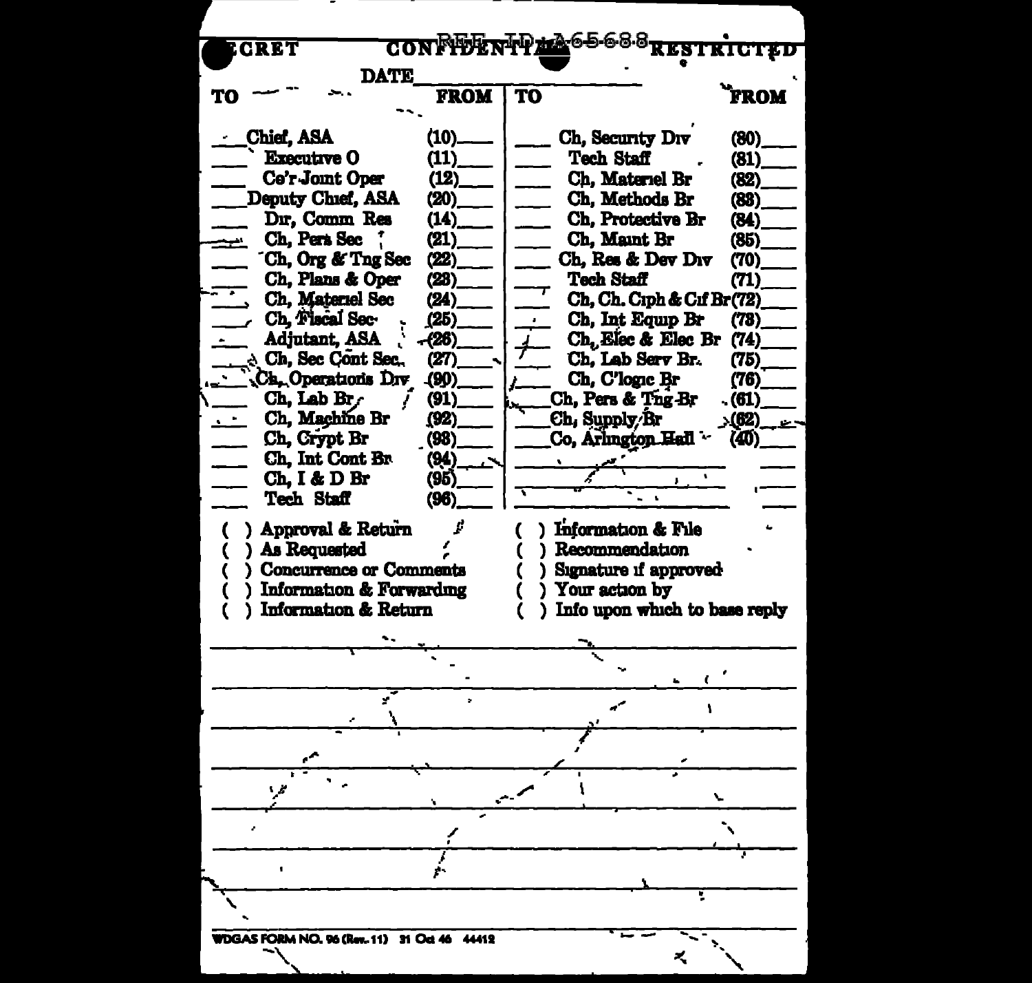SECRET CONFIDENTIAL RESTRICTED

REF ID:A65688

DATE ____________

| TO | | FROM | TO | | FROM |
|---|---|---|---|---|---|
| ___ | Chief, ASA | (10)___ | ___ | Ch, Security Div | (80)___ |
| ___ | Executive O | (11)___ | ___ | Tech Staff | (81)___ |
| ___ | Co'r-Joint Oper | (12)___ | ___ | Ch, Materiel Br | (82)___ |
| ___ | Deputy Chief, ASA | (20)___ | ___ | Ch, Methods Br | (83)___ |
| ___ | Dir, Comm Res | (14)___ | ___ | Ch, Protective Br | (84)___ |
| ___ | Ch, Pers Sec | (21)___ | ___ | Ch, Maint Br | (85)___ |
| ___ | Ch, Org & Tng Sec | (22)___ | ___ | Ch, Res & Dev Div | (70)___ |
| ___ | Ch, Plans & Oper | (23)___ | ___ | Tech Staff | (71)___ |
| ___ | Ch, Materiel Sec | (24)___ | ___ | Ch, Ch. Ciph & Cif Br | (72)___ |
| ___ | Ch, Fiscal Sec | (25)___ | ___ | Ch, Int Equip Br | (73)___ |
| ___ | Adjutant, ASA | (26)___ | ___ | Ch, Elec & Elec Br | (74)___ |
| ___ | Ch, Sec Cont Sec | (27)___ | ___ | Ch, Lab Serv Br | (75)___ |
| ___ | Ch, Operations Div | (90)___ | ___ | Ch, C'logic Br | (76)___ |
| ___ | Ch, Lab Br | (91)___ | ___ | Ch, Pers & Tng Br | (61)___ |
| ___ | Ch, Machine Br | (92)___ | ___ | Ch, Supply Br | (62)___ |
| ___ | Ch, Crypt Br | (93)___ | ___ | Co, Arlington Hall | (40)___ |
| ___ | Ch, Int Cont Br | (94)___ | ___ | | ___ |
| ___ | Ch, I & D Br | (95)___ | ___ | | ___ |
| ___ | Tech Staff | (96)___ | ___ | | ___ |

( ) Approval & Return
( ) As Requested
( ) Concurrence or Comments
( ) Information & Forwarding
( ) Information & Return
( ) Information & File
( ) Recommendation
( ) Signature if approved
( ) Your action by
( ) Info upon which to base reply

WDGAS FORM NO. 96 (Rev. 11) 31 Oct 46 44412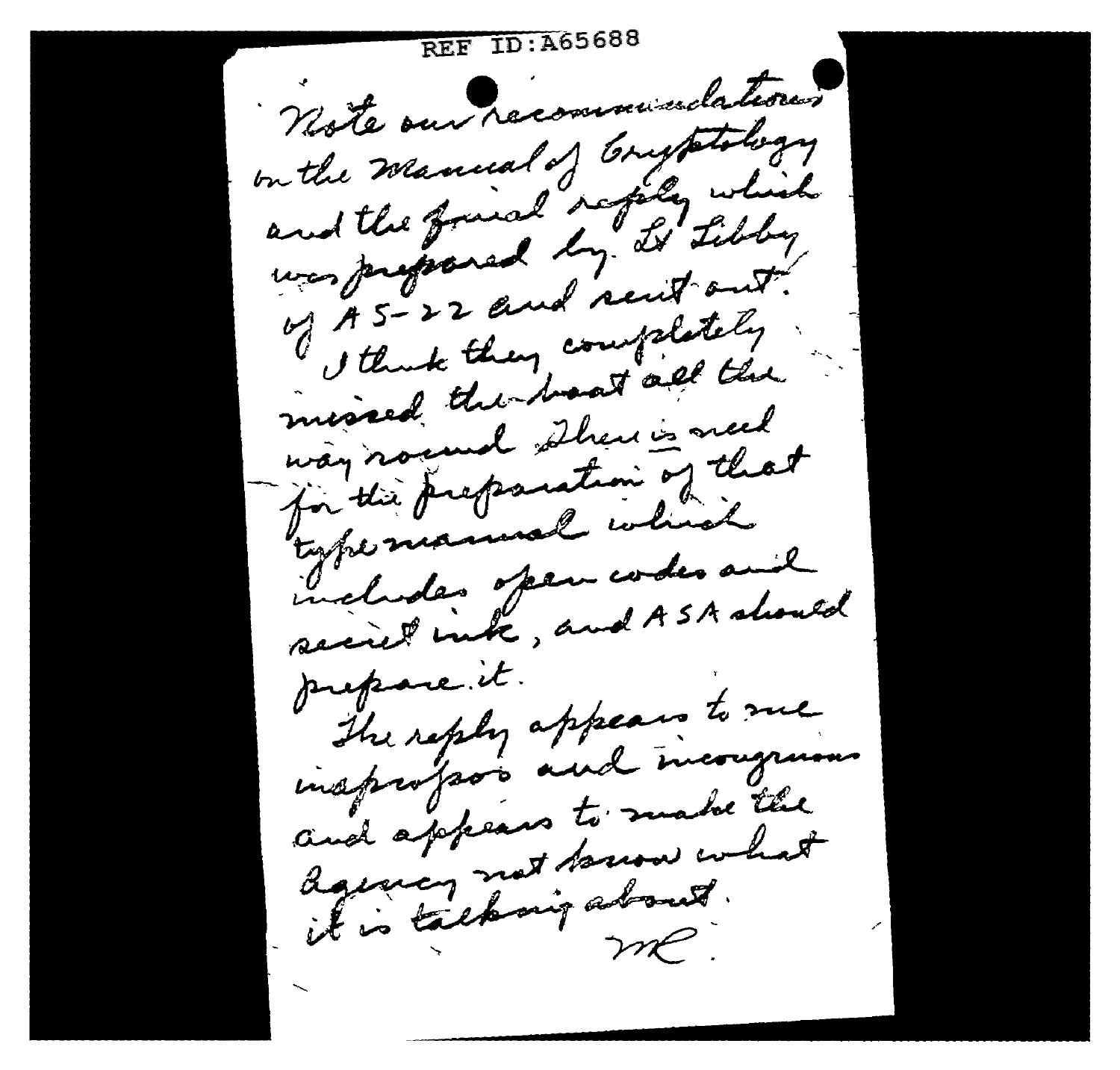REF ID:A65688

Note our recommendations on the Manual of Cryptology and the final reply which was prepared by Lt Libby of AS-22 and sent out. I think they completely missed the boat all the way round. There *is* need for the preparation of that type manual which includes open codes and secret ink, and ASA should prepare it.

The reply appears to me inappropos and incongruous and appears to make the Agency not know what it is talking about.

MC.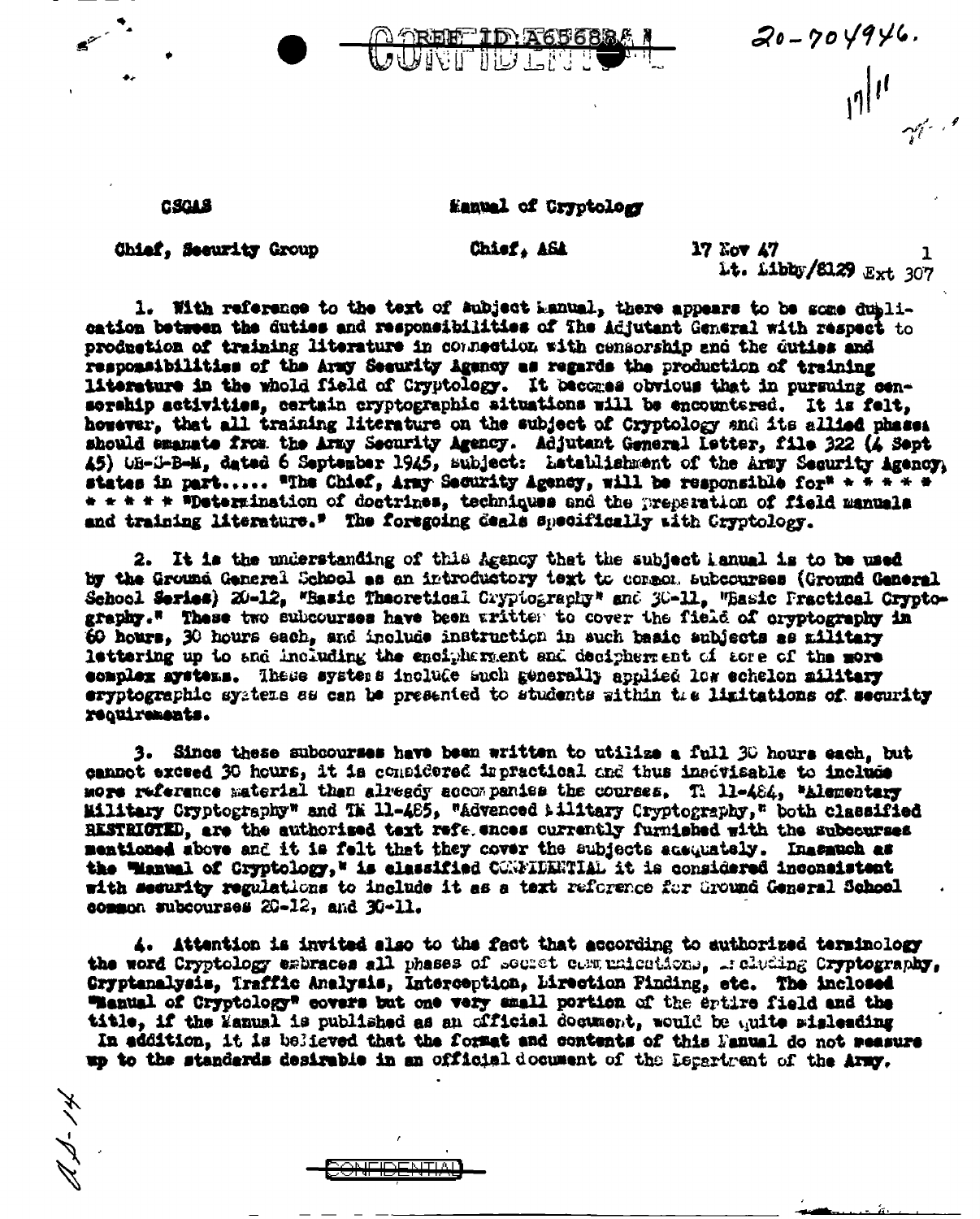REF ID:A65683 CONFIDENTIAL

20-704946.

CSGAS

Manual of Cryptology

Chief, Security Group     Chief, ASA     17 Nov 47     1
Lt. Libby/8129 Ext 307

1. With reference to the text of subject Manual, there appears to be some duplication between the duties and responsibilities of The Adjutant General with respect to production of training literature in connection with censorship and the duties and responsibilities of the Army Security Agency as regards the production of training literature in the whole field of Cryptology. It becomes obvious that in pursuing censorship activities, certain cryptographic situations will be encountered. It is felt, however, that all training literature on the subject of Cryptology and its allied phases should emanate from the Army Security Agency. Adjutant General Letter, file 322 (4 Sept 45) OB-S-B-M, dated 6 September 1945, subject: Establishment of the Army Security Agency, states in part..... "The Chief, Army Security Agency, will be responsible for" * * * * * * * * * * "Determination of doctrines, techniques and the preparation of field manuals and training literature." The foregoing deals specifically with Cryptology.

2. It is the understanding of this Agency that the subject Manual is to be used by the Ground General School as an introductory text to common subcourses (Ground General School Series) 20-12, "Basic Theoretical Cryptography" and 30-11, "Basic Practical Cryptography." These two subcourses have been written to cover the field of cryptography in 60 hours, 30 hours each, and include instruction in such basic subjects as military lettering up to and including the encipherment and decipherment of some of the more complex systems. These systems include such generally applied low echelon military cryptographic systems as can be presented to students within the limitations of security requirements.

3. Since these subcourses have been written to utilize a full 30 hours each, but cannot exceed 30 hours, it is considered impractical and thus inadvisable to include more reference material than already accompanies the courses. TM 11-484, "Elementary Military Cryptography" and TM 11-485, "Advanced Military Cryptography," both classified RESTRICTED, are the authorized text references currently furnished with the subcourses mentioned above and it is felt that they cover the subjects adequately. Inasmuch as the "Manual of Cryptology," is classified CONFIDENTIAL it is considered inconsistent with security regulations to include it as a text reference for Ground General School common subcourses 20-12, and 30-11.

4. Attention is invited also to the fact that according to authorized terminology the word Cryptology embraces all phases of secret communications, including Cryptography, Cryptanalysis, Traffic Analysis, Interception, Direction Finding, etc. The inclosed "Manual of Cryptology" covers but one very small portion of the entire field and the title, if the Manual is published as an official document, would be quite misleading. In addition, it is believed that the format and contents of this Manual do not measure up to the standards desirable in an official document of the Department of the Army.

CONFIDENTIAL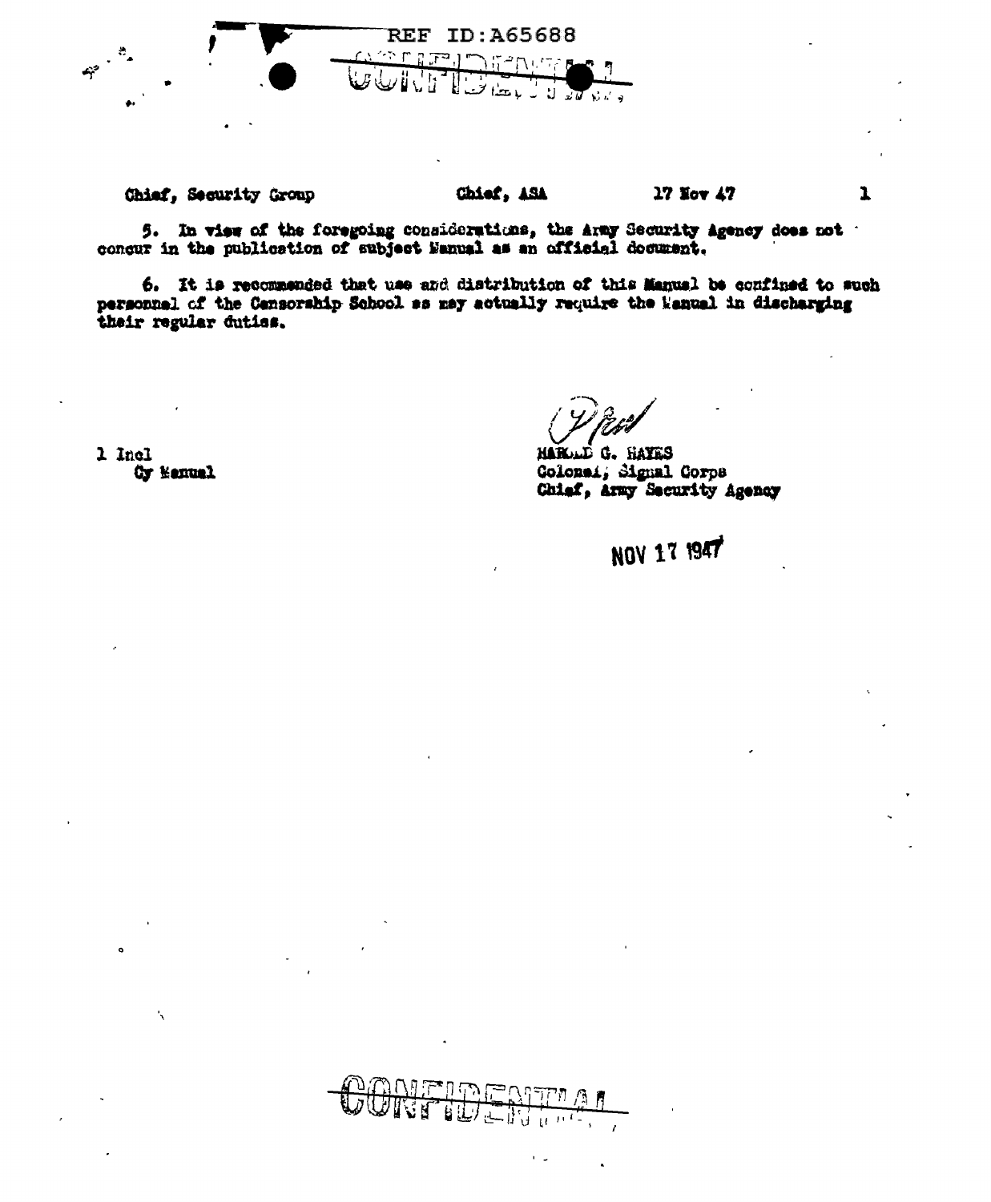REF ID:A65688

CONFIDENTIAL

Chief, Security Group Chief, ASA 17 Nov 47 1

5. In view of the foregoing considerations, the Army Security Agency does not concur in the publication of subject Manual as an official document.

6. It is recommended that use and distribution of this Manual be confined to such personnel of the Censorship School as may actually require the Manual in discharging their regular duties.

1 Incl
Cy Manual

HAROLD G. HAYES
Colonel, Signal Corps
Chief, Army Security Agency

NOV 17 1947

CONFIDENTIAL